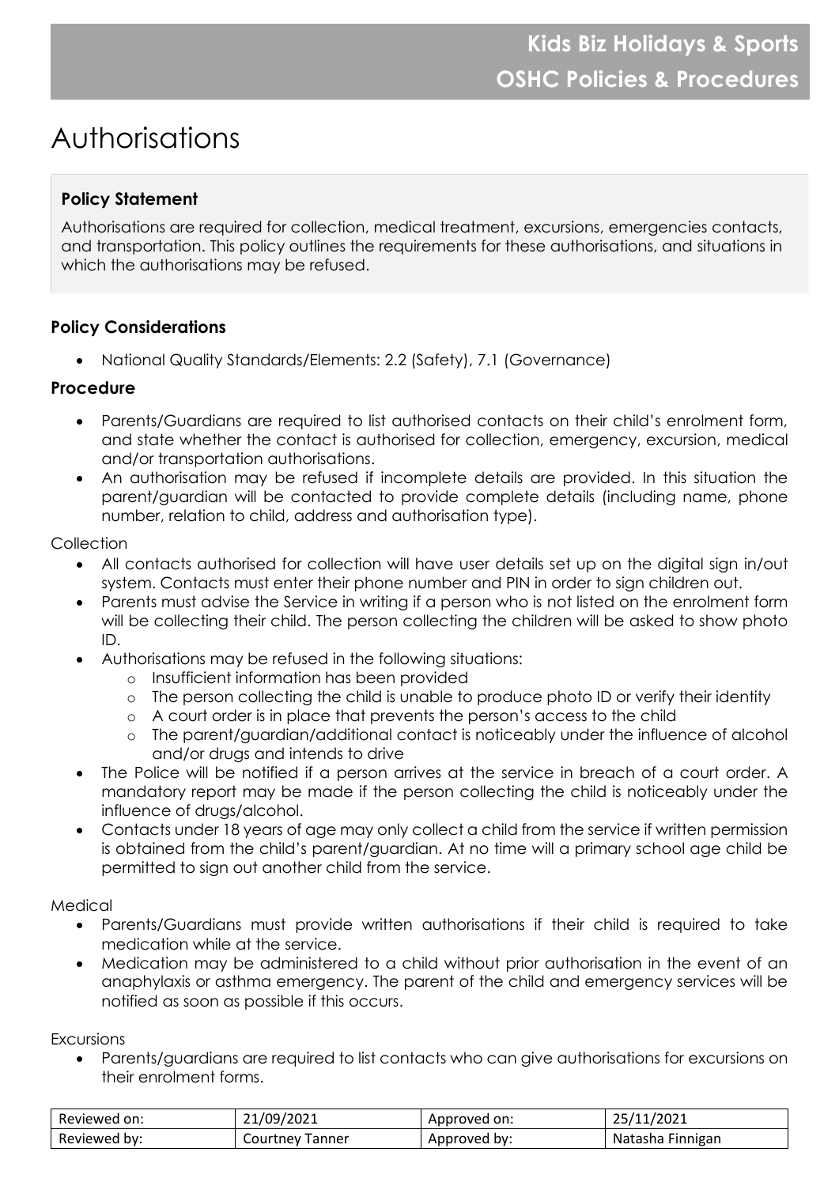# Authorisations

## Policy Statement

Authorisations are required for collection, medical treatment, excursions, emergencies contacts, and transportation. This policy outlines the requirements for these authorisations, and situations in which the authorisations may be refused.

### Policy Considerations

- National Quality Standards/Elements: 2.2 (Safety), 7.1 (Governance)

### Procedure

- Parents/Guardians are required to list authorised contacts on their child's enrolment form, and state whether the contact is authorised for collection, emergency, excursion, medical and/or transportation authorisations.
- An authorisation may be refused if incomplete details are provided. In this situation the parent/guardian will be contacted to provide complete details (including name, phone number, relation to child, address and authorisation type).

Collection

- All contacts authorised for collection will have user details set up on the digital sign in/out system. Contacts must enter their phone number and PIN in order to sign children out.
- Parents must advise the Service in writing if a person who is not listed on the enrolment form will be collecting their child. The person collecting the children will be asked to show photo ID.
- Authorisations may be refused in the following situations:
  - Insufficient information has been provided
  - The person collecting the child is unable to produce photo ID or verify their identity
  - A court order is in place that prevents the person's access to the child
  - The parent/guardian/additional contact is noticeably under the influence of alcohol and/or drugs and intends to drive
- The Police will be notified if a person arrives at the service in breach of a court order. A mandatory report may be made if the person collecting the child is noticeably under the influence of drugs/alcohol.
- Contacts under 18 years of age may only collect a child from the service if written permission is obtained from the child's parent/guardian. At no time will a primary school age child be permitted to sign out another child from the service.

Medical

- Parents/Guardians must provide written authorisations if their child is required to take medication while at the service.
- Medication may be administered to a child without prior authorisation in the event of an anaphylaxis or asthma emergency. The parent of the child and emergency services will be notified as soon as possible if this occurs.

Excursions

- Parents/guardians are required to list contacts who can give authorisations for excursions on their enrolment forms.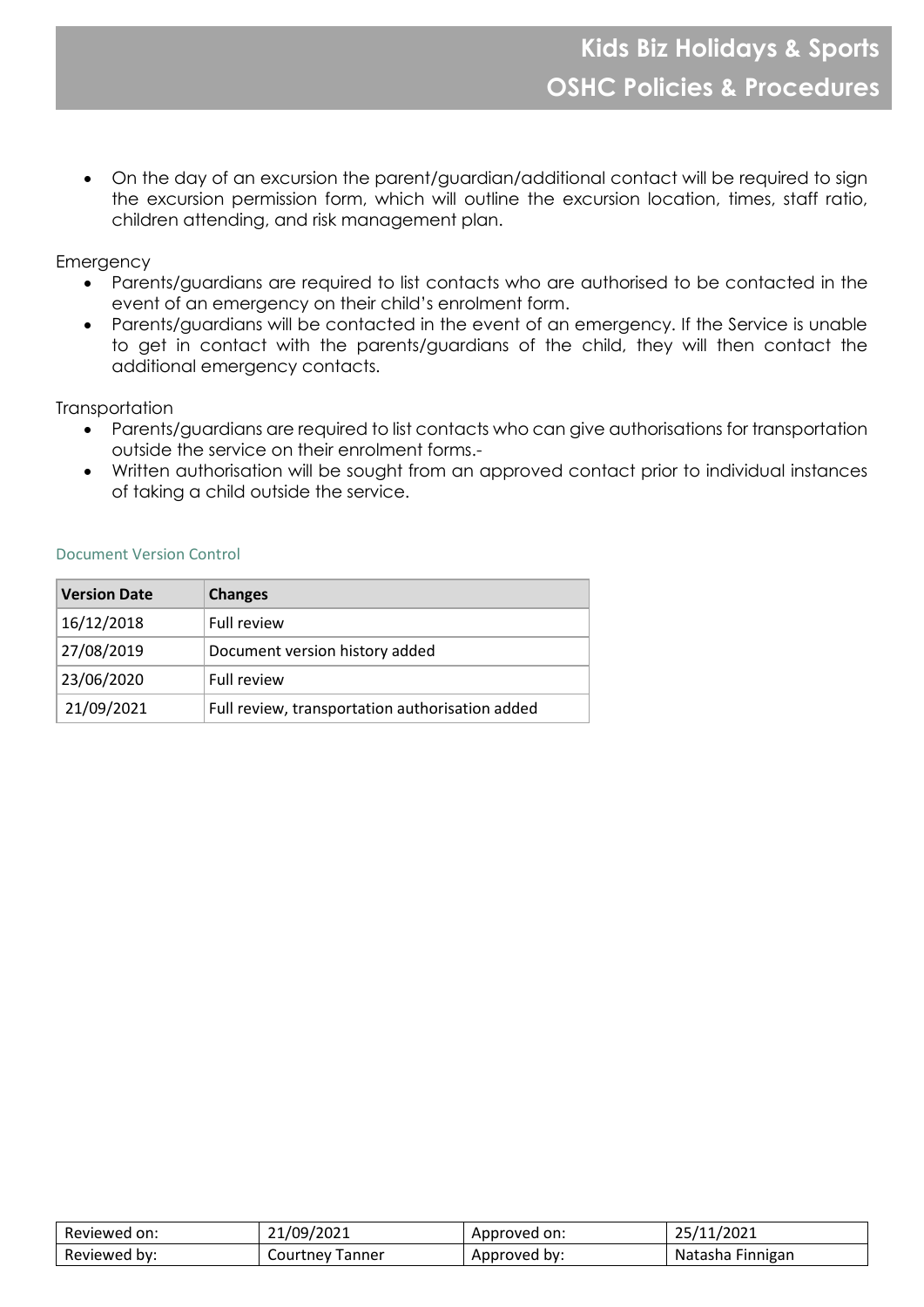- On the day of an excursion the parent/guardian/additional contact will be required to sign the excursion permission form, which will outline the excursion location, times, staff ratio, children attending, and risk management plan.

Emergency

- Parents/guardians are required to list contacts who are authorised to be contacted in the event of an emergency on their child's enrolment form.
- Parents/guardians will be contacted in the event of an emergency. If the Service is unable to get in contact with the parents/guardians of the child, they will then contact the additional emergency contacts.

Transportation

- Parents/guardians are required to list contacts who can give authorisations for transportation outside the service on their enrolment forms.-
- Written authorisation will be sought from an approved contact prior to individual instances of taking a child outside the service.

### Document Version Control

| Version Date | Changes |
|---|---|
| 16/12/2018 | Full review |
| 27/08/2019 | Document version history added |
| 23/06/2020 | Full review |
| 21/09/2021 | Full review, transportation authorisation added |

| | | | |
|---|---|---|---|
| Reviewed on: | 21/09/2021 | Approved on: | 25/11/2021 |
| Reviewed by: | Courtney Tanner | Approved by: | Natasha Finnigan |